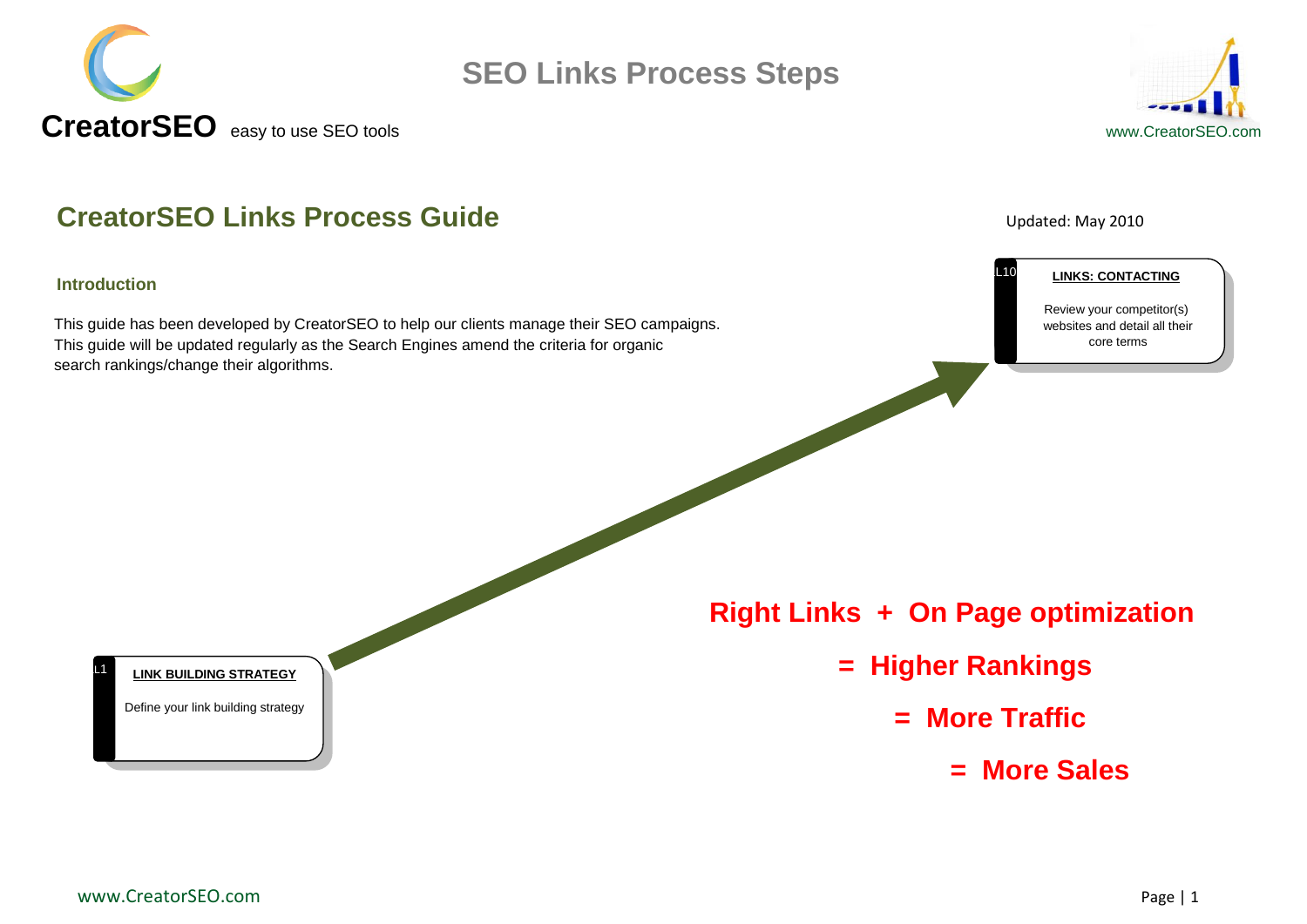**CreatorSEO** easy to use SEO tools

# SEO Links Process Steps

www.CreatorSEO.com

## CreatorSEO Links Process Guide

Updated: May 2010

### Introduction

This guide has been developed by CreatorSEO to help our clients manage their SEO campaigns. This guide will be updated regularly as the Search Engines amend the criteria for organic search rankings/change their algorithms.

L10

**LINKS: CONTACTING**

Review your competitor(s) websites and detail all their core terms

L1

**LINK BUILDING STRATEGY**

Define your link building strategy

**Right Links + On Page optimization**

**= Higher Rankings**

**= More Traffic**

**= More Sales**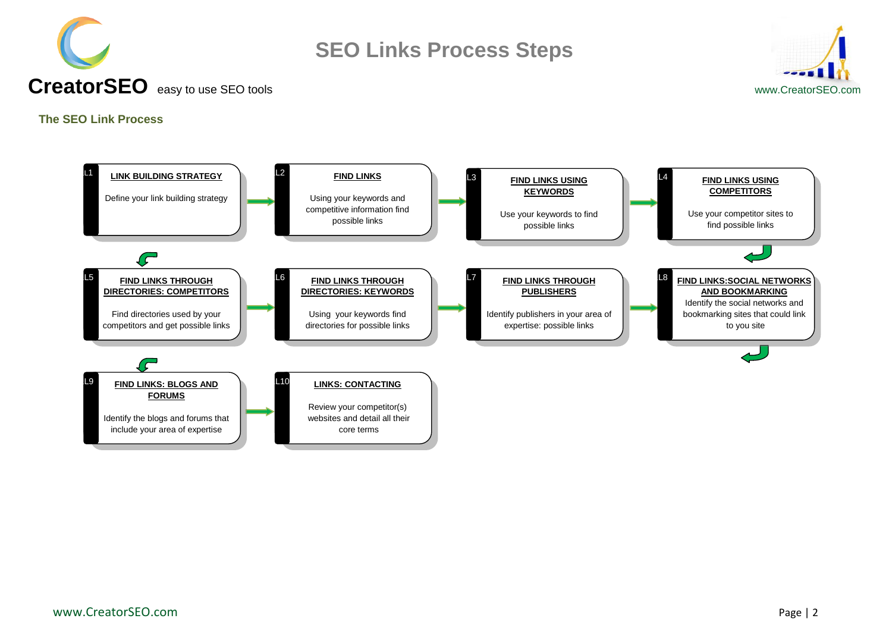# SEO Links Process Steps

**CreatorSEO** easy to use SEO tools

www.CreatorSEO.com

## The SEO Link Process

**L1 — LINK BUILDING STRATEGY**
Define your link building strategy

**L2 — FIND LINKS**
Using your keywords and competitive information find possible links

**L3 — FIND LINKS USING KEYWORDS**
Use your keywords to find possible links

**L4 — FIND LINKS USING COMPETITORS**
Use your competitor sites to find possible links

**L5 — FIND LINKS THROUGH DIRECTORIES: COMPETITORS**
Find directories used by your competitors and get possible links

**L6 — FIND LINKS THROUGH DIRECTORIES: KEYWORDS**
Using your keywords find directories for possible links

**L7 — FIND LINKS THROUGH PUBLISHERS**
Identify publishers in your area of expertise: possible links

**L8 — FIND LINKS:SOCIAL NETWORKS AND BOOKMARKING**
Identify the social networks and bookmarking sites that could link to you site

**L9 — FIND LINKS: BLOGS AND FORUMS**
Identify the blogs and forums that include your area of expertise

**L10 — LINKS: CONTACTING**
Review your competitor(s) websites and detail all their core terms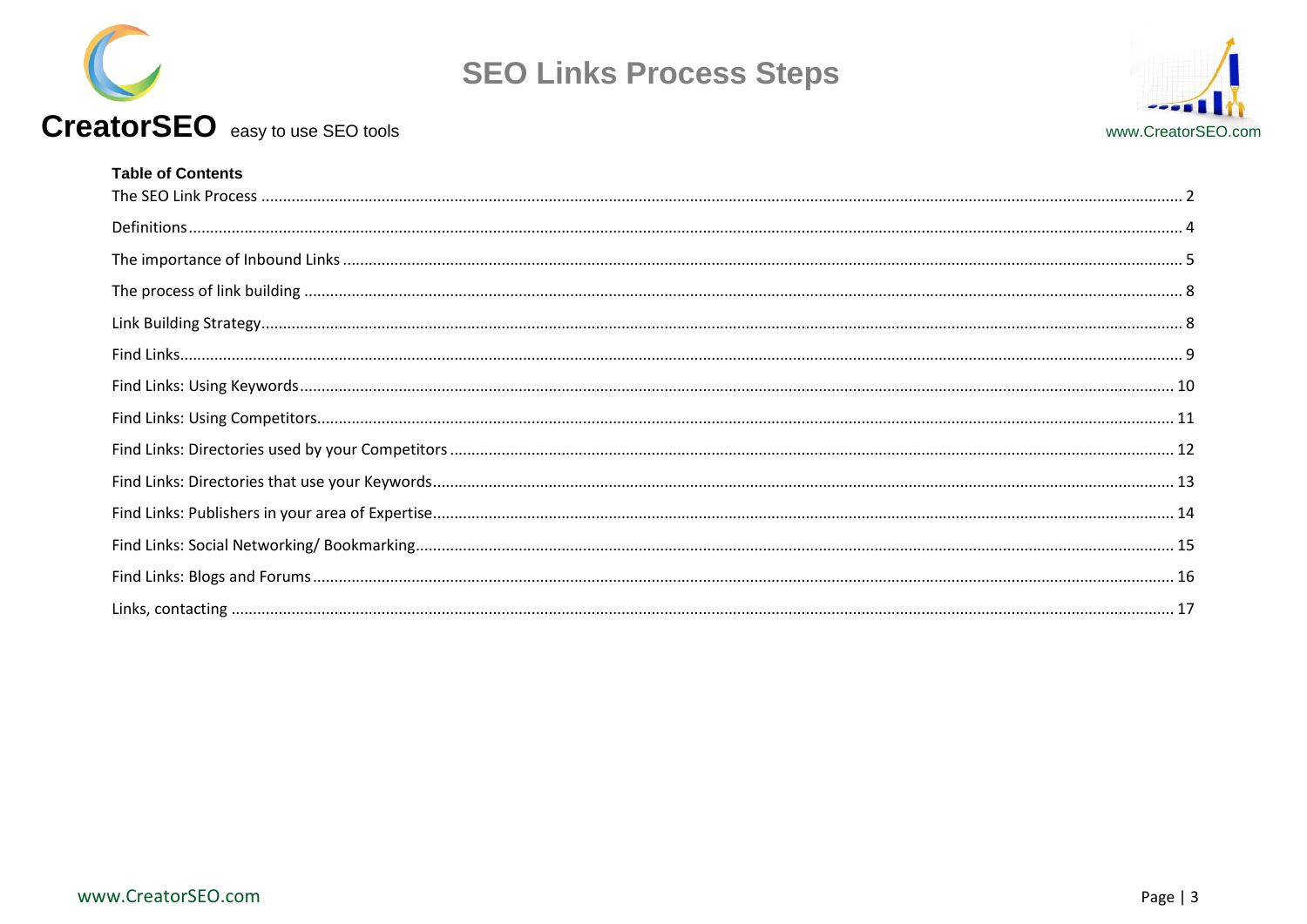**Table of Contents**

The SEO Link Process ........................................ 2

Definitions ........................................ 4

The importance of Inbound Links ........................................ 5

The process of link building ........................................ 8

Link Building Strategy ........................................ 8

Find Links ........................................ 9

Find Links: Using Keywords ........................................ 10

Find Links: Using Competitors ........................................ 11

Find Links: Directories used by your Competitors ........................................ 12

Find Links: Directories that use your Keywords ........................................ 13

Find Links: Publishers in your area of Expertise ........................................ 14

Find Links: Social Networking/ Bookmarking ........................................ 15

Find Links: Blogs and Forums ........................................ 16

Links, contacting ........................................ 17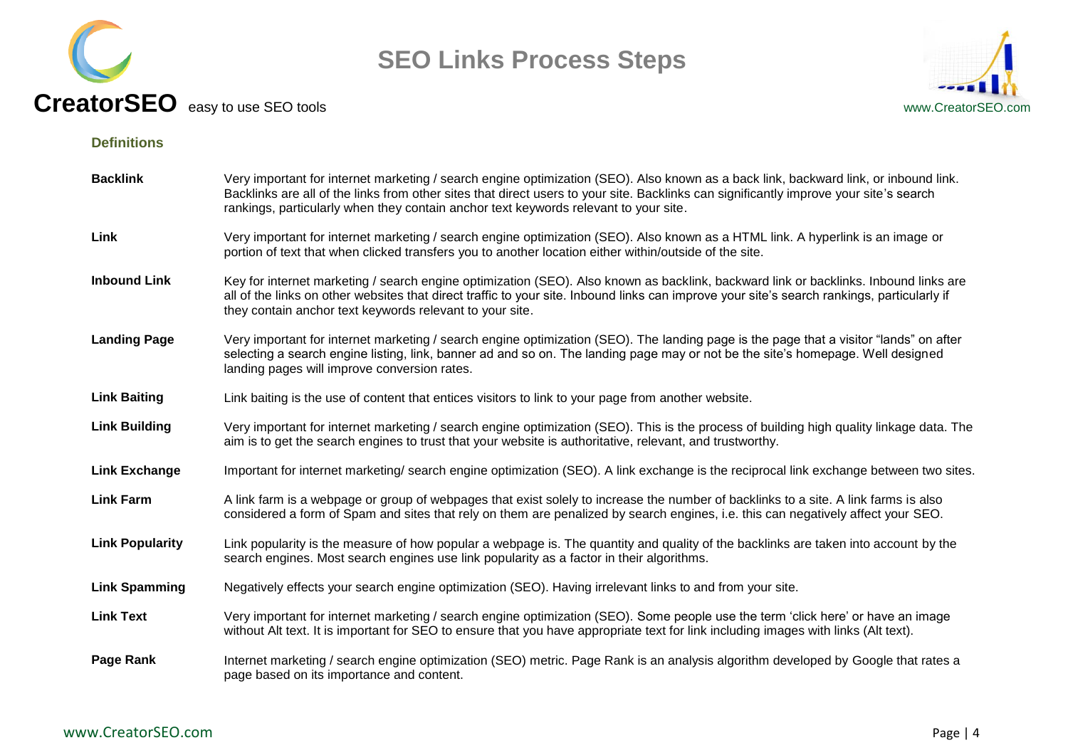# SEO Links Process Steps

**CreatorSEO** easy to use SEO tools

## Definitions

**Backlink**
Very important for internet marketing / search engine optimization (SEO). Also known as a back link, backward link, or inbound link. Backlinks are all of the links from other sites that direct users to your site. Backlinks can significantly improve your site's search rankings, particularly when they contain anchor text keywords relevant to your site.

**Link**
Very important for internet marketing / search engine optimization (SEO). Also known as a HTML link. A hyperlink is an image or portion of text that when clicked transfers you to another location either within/outside of the site.

**Inbound Link**
Key for internet marketing / search engine optimization (SEO). Also known as backlink, backward link or backlinks. Inbound links are all of the links on other websites that direct traffic to your site. Inbound links can improve your site's search rankings, particularly if they contain anchor text keywords relevant to your site.

**Landing Page**
Very important for internet marketing / search engine optimization (SEO). The landing page is the page that a visitor "lands" on after selecting a search engine listing, link, banner ad and so on. The landing page may or not be the site's homepage. Well designed landing pages will improve conversion rates.

**Link Baiting**
Link baiting is the use of content that entices visitors to link to your page from another website.

**Link Building**
Very important for internet marketing / search engine optimization (SEO). This is the process of building high quality linkage data. The aim is to get the search engines to trust that your website is authoritative, relevant, and trustworthy.

**Link Exchange**
Important for internet marketing/ search engine optimization (SEO). A link exchange is the reciprocal link exchange between two sites.

**Link Farm**
A link farm is a webpage or group of webpages that exist solely to increase the number of backlinks to a site. A link farms is also considered a form of Spam and sites that rely on them are penalized by search engines, i.e. this can negatively affect your SEO.

**Link Popularity**
Link popularity is the measure of how popular a webpage is. The quantity and quality of the backlinks are taken into account by the search engines. Most search engines use link popularity as a factor in their algorithms.

**Link Spamming**
Negatively effects your search engine optimization (SEO). Having irrelevant links to and from your site.

**Link Text**
Very important for internet marketing / search engine optimization (SEO). Some people use the term 'click here' or have an image without Alt text. It is important for SEO to ensure that you have appropriate text for link including images with links (Alt text).

**Page Rank**
Internet marketing / search engine optimization (SEO) metric. Page Rank is an analysis algorithm developed by Google that rates a page based on its importance and content.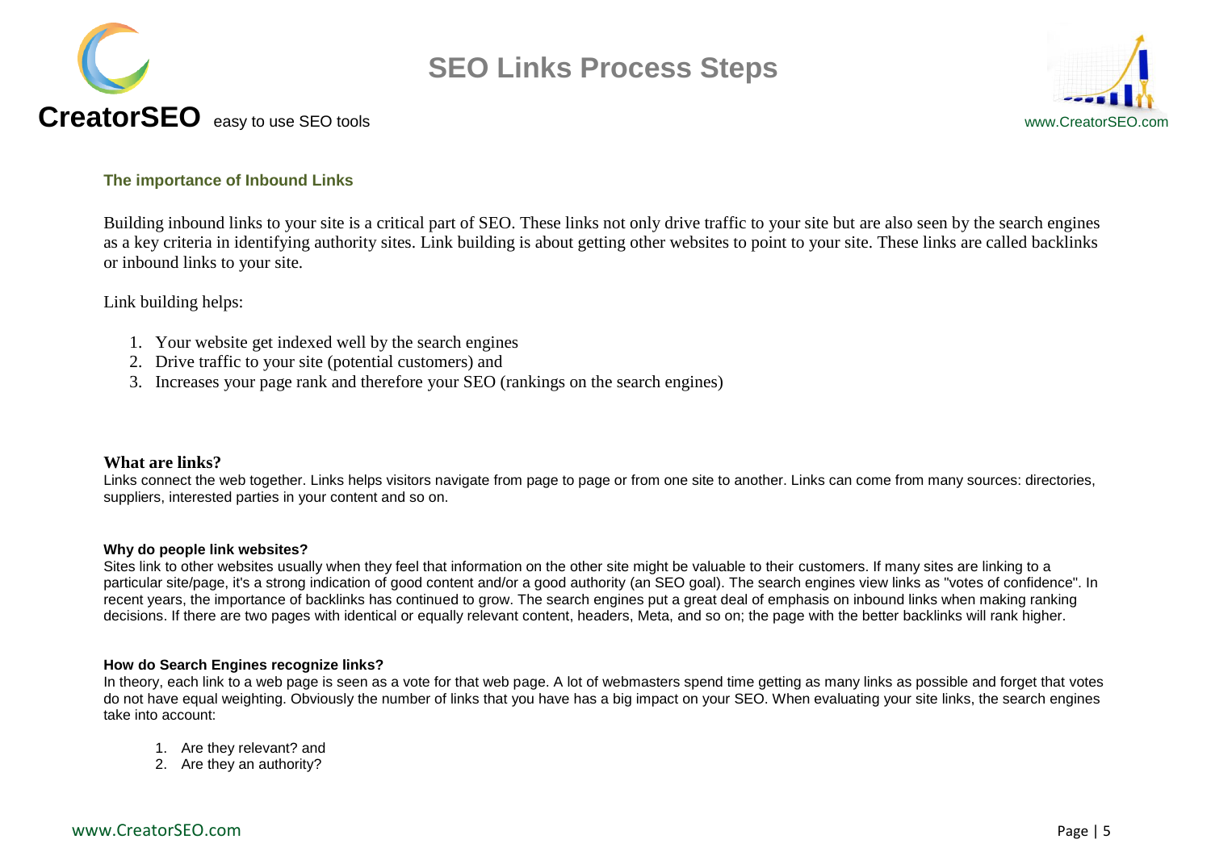## The importance of Inbound Links

Building inbound links to your site is a critical part of SEO. These links not only drive traffic to your site but are also seen by the search engines as a key criteria in identifying authority sites. Link building is about getting other websites to point to your site. These links are called backlinks or inbound links to your site.

Link building helps:

1. Your website get indexed well by the search engines
2. Drive traffic to your site (potential customers) and
3. Increases your page rank and therefore your SEO (rankings on the search engines)

### What are links?

Links connect the web together. Links helps visitors navigate from page to page or from one site to another. Links can come from many sources: directories, suppliers, interested parties in your content and so on.

#### Why do people link websites?

Sites link to other websites usually when they feel that information on the other site might be valuable to their customers. If many sites are linking to a particular site/page, it's a strong indication of good content and/or a good authority (an SEO goal). The search engines view links as "votes of confidence". In recent years, the importance of backlinks has continued to grow. The search engines put a great deal of emphasis on inbound links when making ranking decisions. If there are two pages with identical or equally relevant content, headers, Meta, and so on; the page with the better backlinks will rank higher.

#### How do Search Engines recognize links?

In theory, each link to a web page is seen as a vote for that web page. A lot of webmasters spend time getting as many links as possible and forget that votes do not have equal weighting. Obviously the number of links that you have has a big impact on your SEO. When evaluating your site links, the search engines take into account:

1. Are they relevant? and
2. Are they an authority?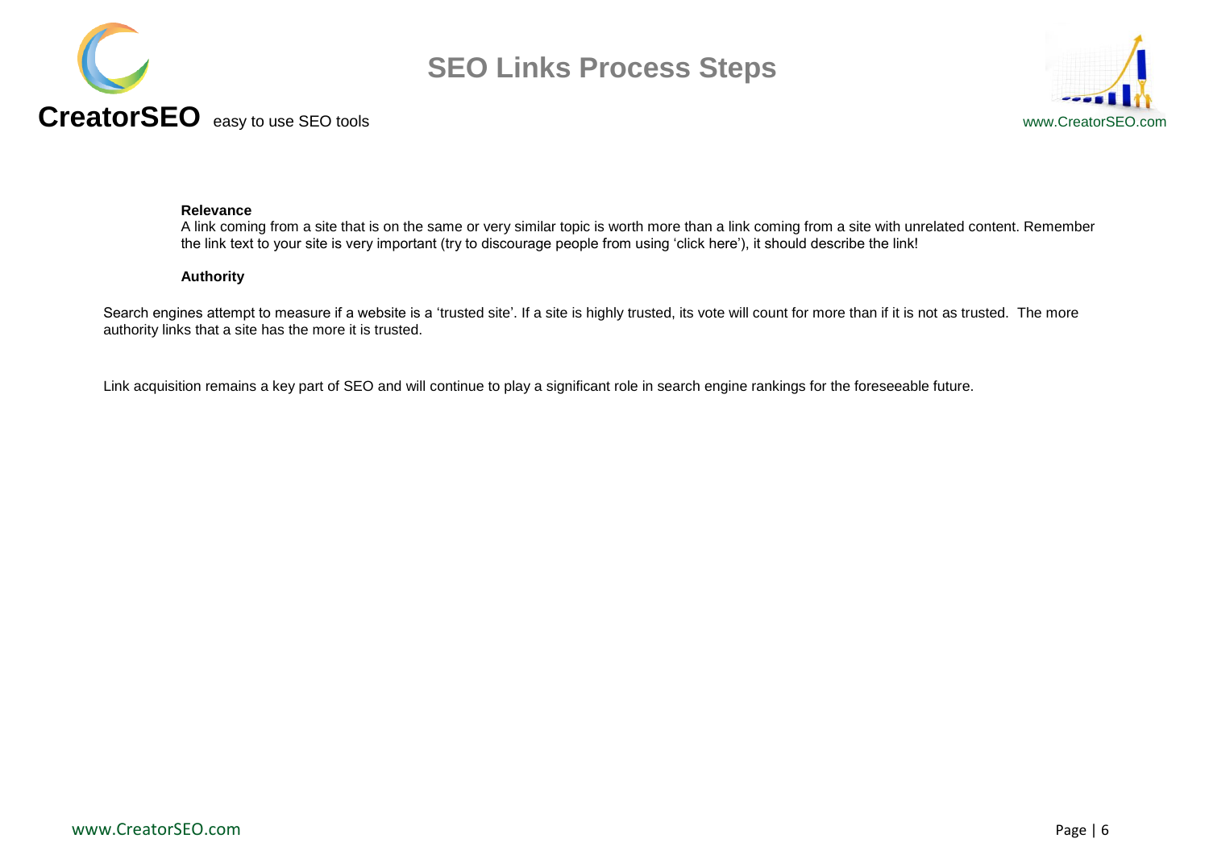**Relevance**

A link coming from a site that is on the same or very similar topic is worth more than a link coming from a site with unrelated content. Remember the link text to your site is very important (try to discourage people from using 'click here'), it should describe the link!

**Authority**

Search engines attempt to measure if a website is a 'trusted site'. If a site is highly trusted, its vote will count for more than if it is not as trusted. The more authority links that a site has the more it is trusted.

Link acquisition remains a key part of SEO and will continue to play a significant role in search engine rankings for the foreseeable future.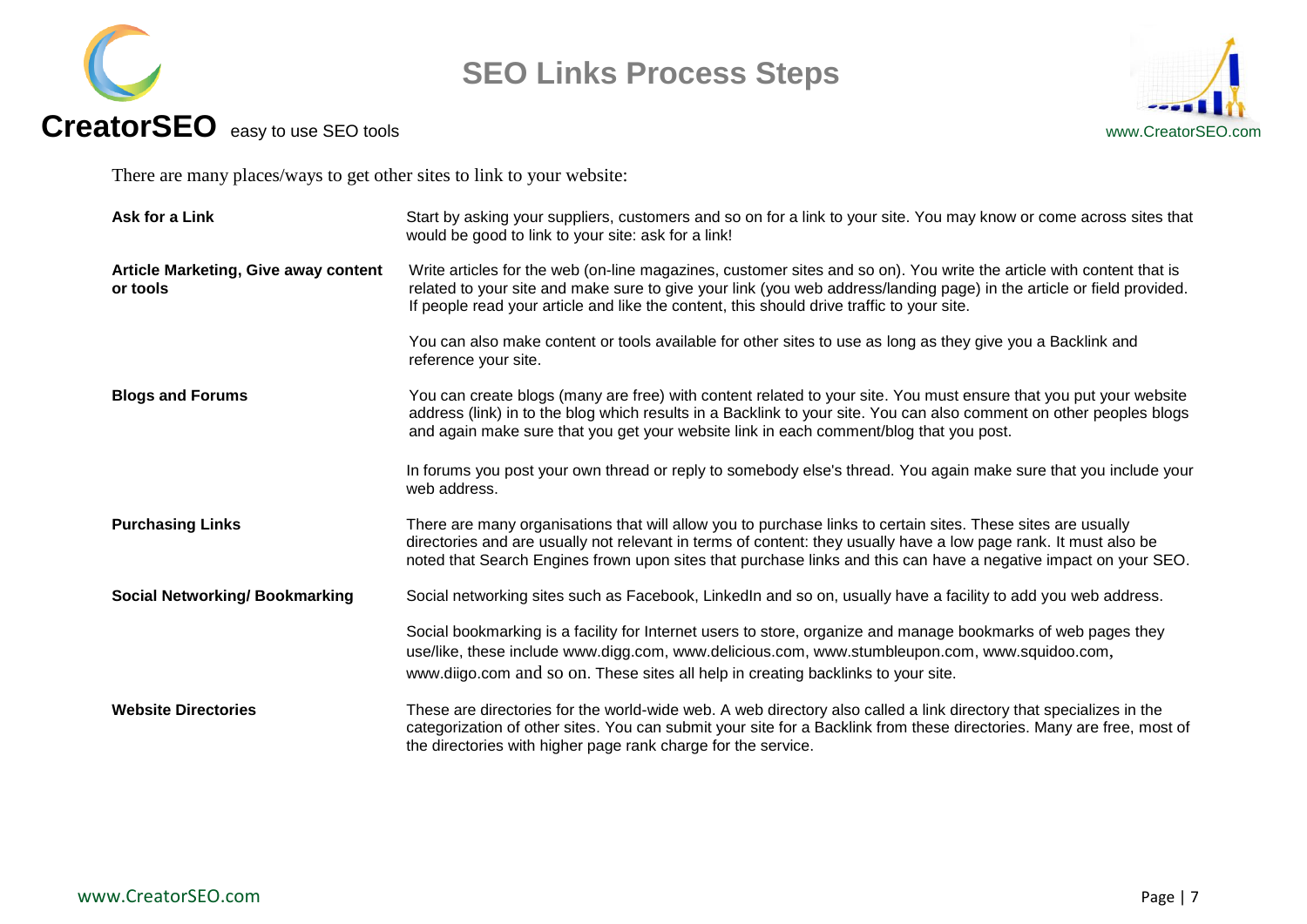# SEO Links Process Steps

There are many places/ways to get other sites to link to your website:

**Ask for a Link**

Start by asking your suppliers, customers and so on for a link to your site. You may know or come across sites that would be good to link to your site: ask for a link!

**Article Marketing, Give away content or tools**

Write articles for the web (on-line magazines, customer sites and so on). You write the article with content that is related to your site and make sure to give your link (you web address/landing page) in the article or field provided. If people read your article and like the content, this should drive traffic to your site.

You can also make content or tools available for other sites to use as long as they give you a Backlink and reference your site.

**Blogs and Forums**

You can create blogs (many are free) with content related to your site. You must ensure that you put your website address (link) in to the blog which results in a Backlink to your site. You can also comment on other peoples blogs and again make sure that you get your website link in each comment/blog that you post.

In forums you post your own thread or reply to somebody else's thread. You again make sure that you include your web address.

**Purchasing Links**

There are many organisations that will allow you to purchase links to certain sites. These sites are usually directories and are usually not relevant in terms of content: they usually have a low page rank. It must also be noted that Search Engines frown upon sites that purchase links and this can have a negative impact on your SEO.

**Social Networking/ Bookmarking**

Social networking sites such as Facebook, LinkedIn and so on, usually have a facility to add you web address.

Social bookmarking is a facility for Internet users to store, organize and manage bookmarks of web pages they use/like, these include www.digg.com, www.delicious.com, www.stumbleupon.com, www.squidoo.com, www.diigo.com and so on. These sites all help in creating backlinks to your site.

**Website Directories**

These are directories for the world-wide web. A web directory also called a link directory that specializes in the categorization of other sites. You can submit your site for a Backlink from these directories. Many are free, most of the directories with higher page rank charge for the service.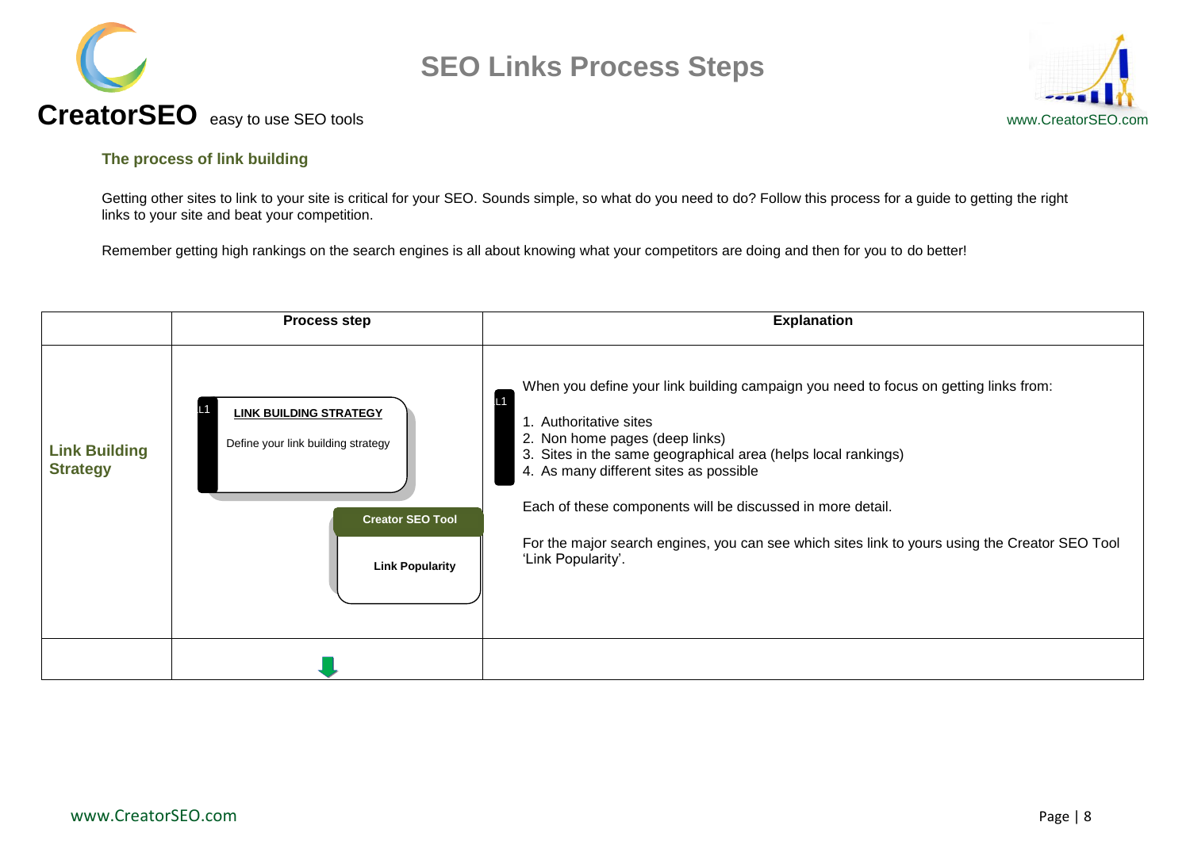# SEO Links Process Steps

**CreatorSEO** easy to use SEO tools

www.CreatorSEO.com

### The process of link building

Getting other sites to link to your site is critical for your SEO. Sounds simple, so what do you need to do? Follow this process for a guide to getting the right links to your site and beat your competition.

Remember getting high rankings on the search engines is all about knowing what your competitors are doing and then for you to do better!

| | Process step | Explanation |
|---|---|---|
| **Link Building Strategy** | L1 **LINK BUILDING STRATEGY** Define your link building strategy<br><br>**Creator SEO Tool** **Link Popularity** | L1 When you define your link building campaign you need to focus on getting links from:<br>1. Authoritative sites<br>2. Non home pages (deep links)<br>3. Sites in the same geographical area (helps local rankings)<br>4. As many different sites as possible<br><br>Each of these components will be discussed in more detail.<br><br>For the major search engines, you can see which sites link to yours using the Creator SEO Tool 'Link Popularity'. |
| | | |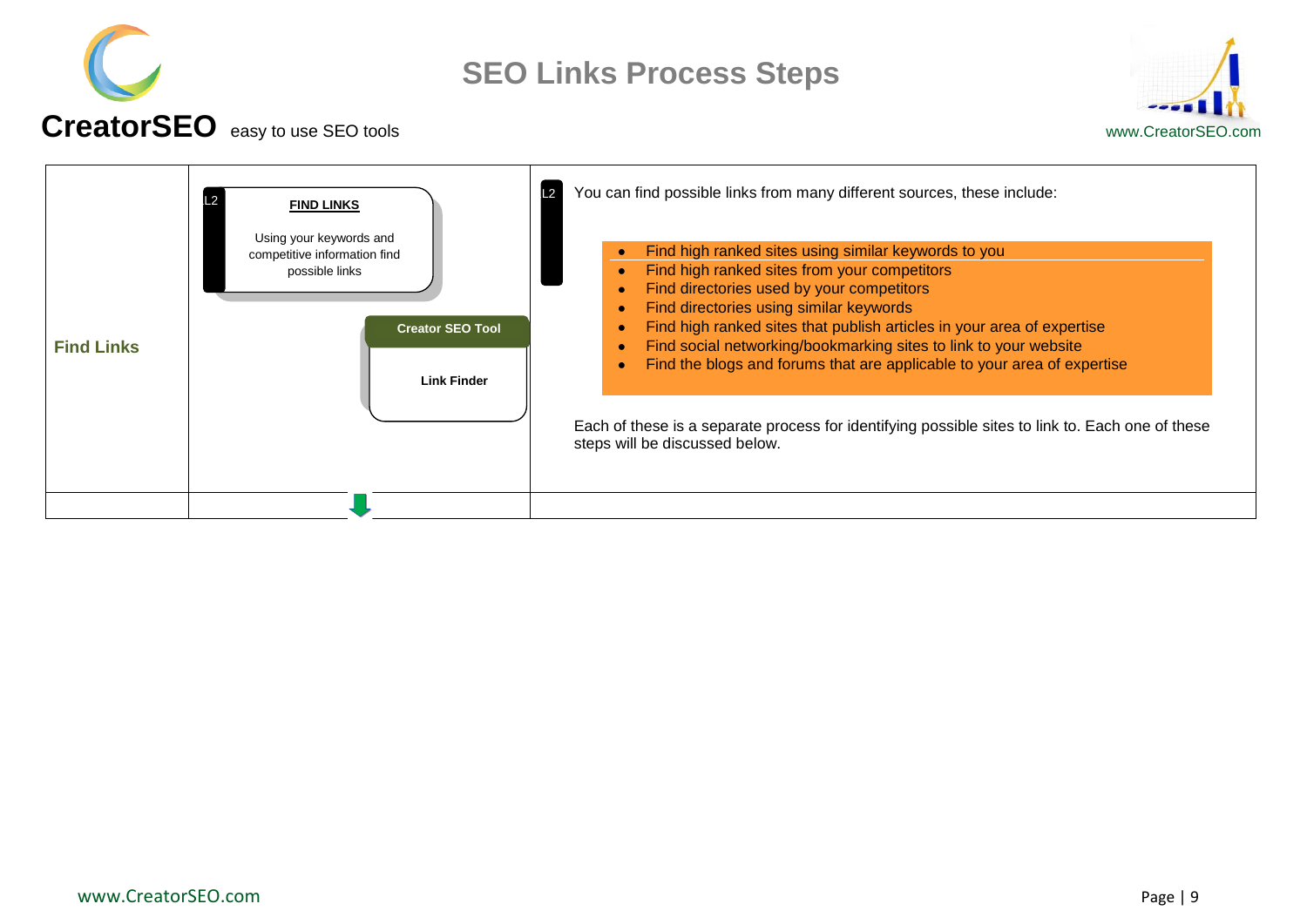# SEO Links Process Steps

**CreatorSEO** easy to use SEO tools

| Find Links | L2 **FIND LINKS** Using your keywords and competitive information find possible links<br><br>**Creator SEO Tool**<br>**Link Finder** | L2 You can find possible links from many different sources, these include:<br><br>• Find high ranked sites using similar keywords to you<br>• Find high ranked sites from your competitors<br>• Find directories used by your competitors<br>• Find directories using similar keywords<br>• Find high ranked sites that publish articles in your area of expertise<br>• Find social networking/bookmarking sites to link to your website<br>• Find the blogs and forums that are applicable to your area of expertise<br><br>Each of these is a separate process for identifying possible sites to link to. Each one of these steps will be discussed below. |
|---|---|---|
| | | |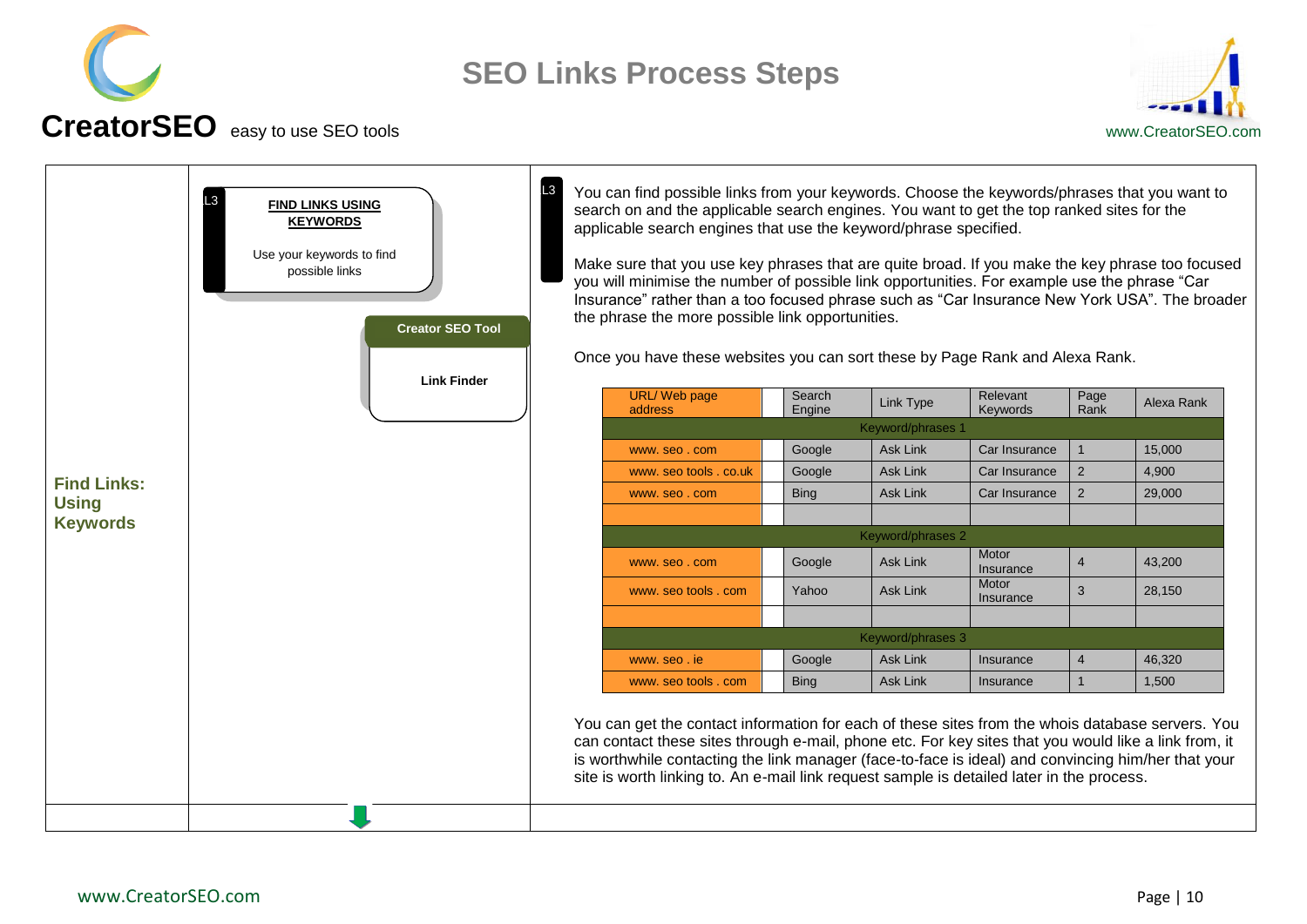# SEO Links Process Steps

**CreatorSEO** easy to use SEO tools

www.CreatorSEO.com

## Find Links: Using Keywords

L3

**FIND LINKS USING KEYWORDS**

Use your keywords to find possible links

**Creator SEO Tool**

**Link Finder**

L3

You can find possible links from your keywords. Choose the keywords/phrases that you want to search on and the applicable search engines. You want to get the top ranked sites for the applicable search engines that use the keyword/phrase specified.

Make sure that you use key phrases that are quite broad. If you make the key phrase too focused you will minimise the number of possible link opportunities. For example use the phrase "Car Insurance" rather than a too focused phrase such as "Car Insurance New York USA". The broader the phrase the more possible link opportunities.

Once you have these websites you can sort these by Page Rank and Alexa Rank.

| URL/ Web page address | | Search Engine | Link Type | Relevant Keywords | Page Rank | Alexa Rank |
|---|---|---|---|---|---|---|
| Keyword/phrases 1 | | | | | | |
| www. seo . com | | Google | Ask Link | Car Insurance | 1 | 15,000 |
| www. seo tools . co.uk | | Google | Ask Link | Car Insurance | 2 | 4,900 |
| www. seo . com | | Bing | Ask Link | Car Insurance | 2 | 29,000 |
| | | | | | | |
| Keyword/phrases 2 | | | | | | |
| www. seo . com | | Google | Ask Link | Motor Insurance | 4 | 43,200 |
| www. seo tools . com | | Yahoo | Ask Link | Motor Insurance | 3 | 28,150 |
| | | | | | | |
| Keyword/phrases 3 | | | | | | |
| www. seo . ie | | Google | Ask Link | Insurance | 4 | 46,320 |
| www. seo tools . com | | Bing | Ask Link | Insurance | 1 | 1,500 |

You can get the contact information for each of these sites from the whois database servers. You can contact these sites through e-mail, phone etc. For key sites that you would like a link from, it is worthwhile contacting the link manager (face-to-face is ideal) and convincing him/her that your site is worth linking to. An e-mail link request sample is detailed later in the process.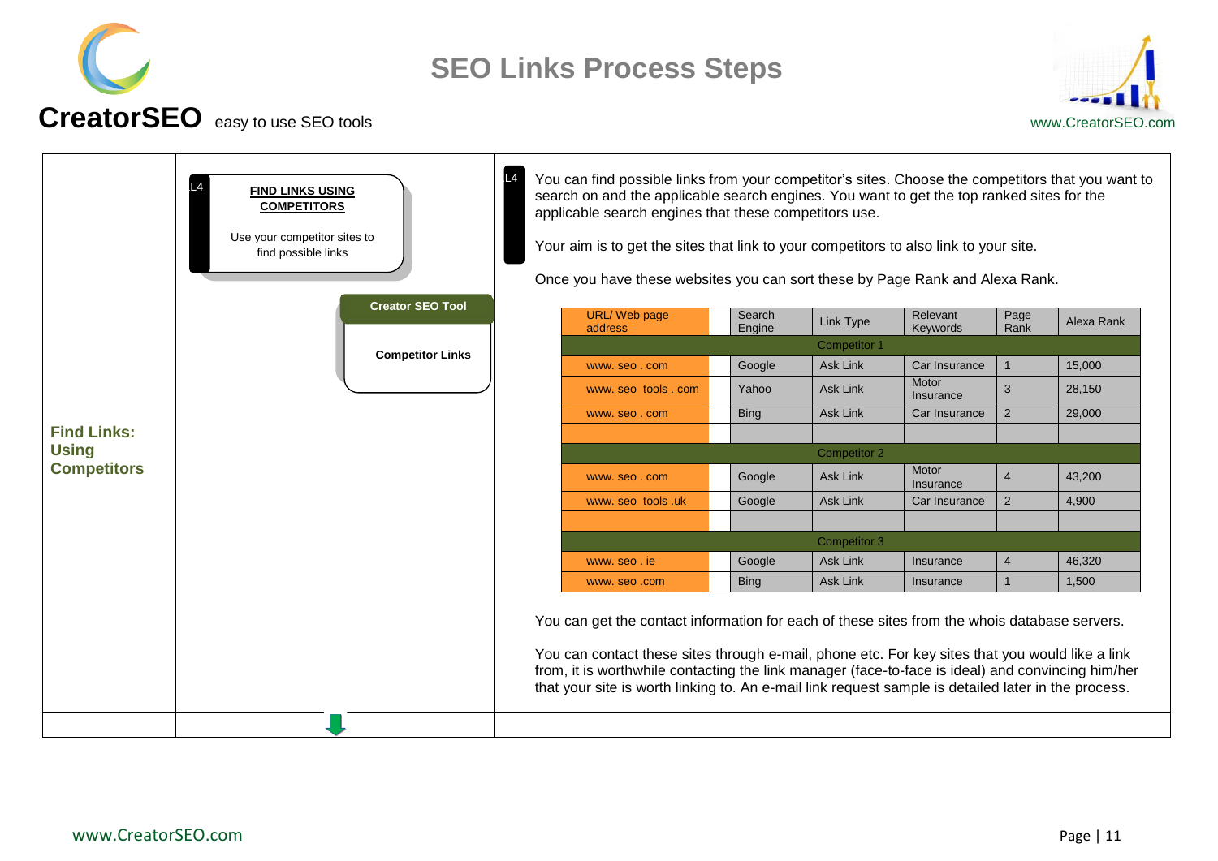# SEO Links Process Steps

**CreatorSEO** easy to use SEO tools

www.CreatorSEO.com

## Find Links: Using Competitors

L4

**FIND LINKS USING COMPETITORS**

Use your competitor sites to find possible links

**Creator SEO Tool**

**Competitor Links**

L4

You can find possible links from your competitor's sites. Choose the competitors that you want to search on and the applicable search engines. You want to get the top ranked sites for the applicable search engines that these competitors use.

Your aim is to get the sites that link to your competitors to also link to your site.

Once you have these websites you can sort these by Page Rank and Alexa Rank.

| URL/ Web page address | | Search Engine | Link Type | Relevant Keywords | Page Rank | Alexa Rank |
|---|---|---|---|---|---|---|
| Competitor 1 | | | | | | |
| www. seo . com | | Google | Ask Link | Car Insurance | 1 | 15,000 |
| www. seo tools . com | | Yahoo | Ask Link | Motor Insurance | 3 | 28,150 |
| www. seo . com | | Bing | Ask Link | Car Insurance | 2 | 29,000 |
| | | | | | | |
| Competitor 2 | | | | | | |
| www. seo . com | | Google | Ask Link | Motor Insurance | 4 | 43,200 |
| www. seo tools .uk | | Google | Ask Link | Car Insurance | 2 | 4,900 |
| | | | | | | |
| Competitor 3 | | | | | | |
| www. seo . ie | | Google | Ask Link | Insurance | 4 | 46,320 |
| www. seo .com | | Bing | Ask Link | Insurance | 1 | 1,500 |

You can get the contact information for each of these sites from the whois database servers.

You can contact these sites through e-mail, phone etc. For key sites that you would like a link from, it is worthwhile contacting the link manager (face-to-face is ideal) and convincing him/her that your site is worth linking to. An e-mail link request sample is detailed later in the process.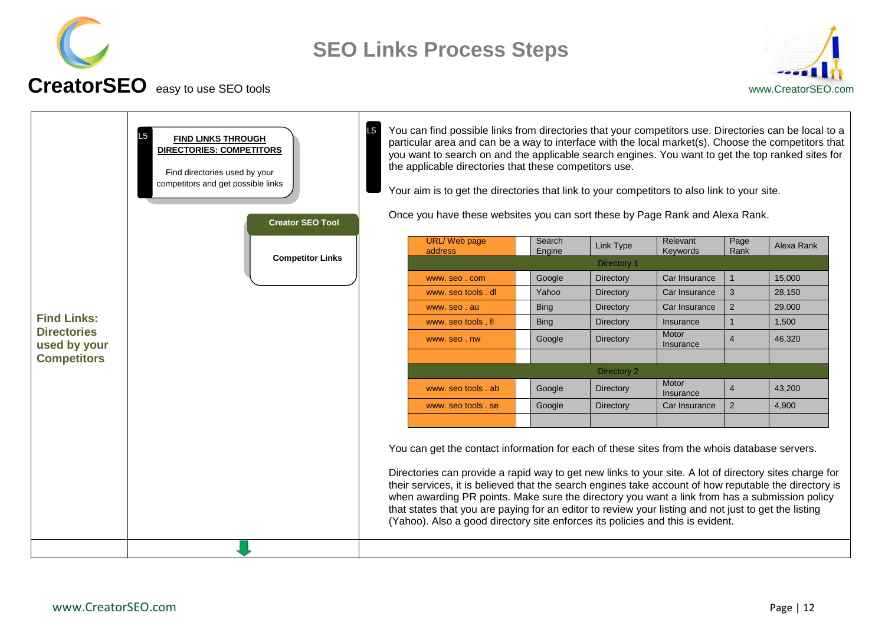# SEO Links Process Steps

**CreatorSEO** easy to use SEO tools

www.CreatorSEO.com

## Find Links: Directories used by your Competitors

L5

**FIND LINKS THROUGH DIRECTORIES: COMPETITORS**

Find directories used by your competitors and get possible links

**Creator SEO Tool**

**Competitor Links**

L5

You can find possible links from directories that your competitors use. Directories can be local to a particular area and can be a way to interface with the local market(s). Choose the competitors that you want to search on and the applicable search engines. You want to get the top ranked sites for the applicable directories that these competitors use.

Your aim is to get the directories that link to your competitors to also link to your site.

Once you have these websites you can sort these by Page Rank and Alexa Rank.

| URL/ Web page address | | Search Engine | Link Type | Relevant Keywords | Page Rank | Alexa Rank |
|---|---|---|---|---|---|---|
| Directory 1 | | | | | | |
| www. seo . com | | Google | Directory | Car Insurance | 1 | 15,000 |
| www. seo tools . dl | | Yahoo | Directory | Car Insurance | 3 | 28,150 |
| www. seo . au | | Bing | Directory | Car Insurance | 2 | 29,000 |
| www. seo tools , fl | | Bing | Directory | Insurance | 1 | 1,500 |
| www. seo . nw | | Google | Directory | Motor Insurance | 4 | 46,320 |
| | | | | | | |
| Directory 2 | | | | | | |
| www. seo tools . ab | | Google | Directory | Motor Insurance | 4 | 43,200 |
| www. seo tools . se | | Google | Directory | Car Insurance | 2 | 4,900 |
| | | | | | | |

You can get the contact information for each of these sites from the whois database servers.

Directories can provide a rapid way to get new links to your site. A lot of directory sites charge for their services, it is believed that the search engines take account of how reputable the directory is when awarding PR points. Make sure the directory you want a link from has a submission policy that states that you are paying for an editor to review your listing and not just to get the listing (Yahoo). Also a good directory site enforces its policies and this is evident.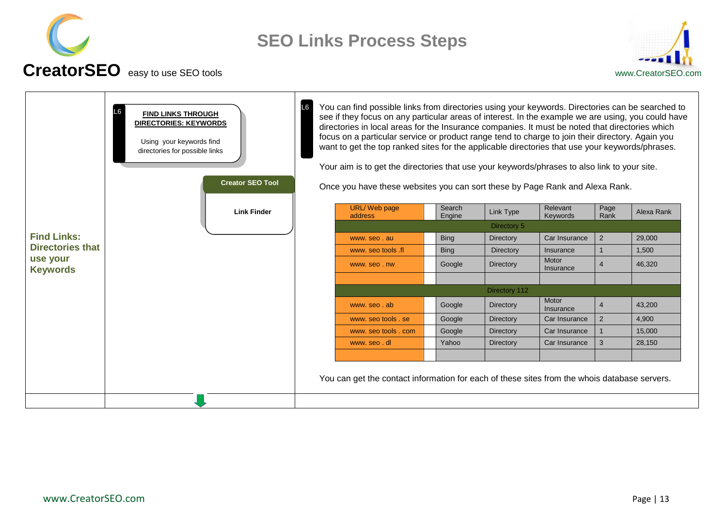# SEO Links Process Steps

**CreatorSEO** easy to use SEO tools

www.CreatorSEO.com

## Find Links: Directories that use your Keywords

L6

**FIND LINKS THROUGH DIRECTORIES: KEYWORDS**

Using your keywords find directories for possible links

**Creator SEO Tool**

**Link Finder**

L6

You can find possible links from directories using your keywords. Directories can be searched to see if they focus on any particular areas of interest. In the example we are using, you could have directories in local areas for the Insurance companies. It must be noted that directories which focus on a particular service or product range tend to charge to join their directory. Again you want to get the top ranked sites for the applicable directories that use your keywords/phrases.

Your aim is to get the directories that use your keywords/phrases to also link to your site.

Once you have these websites you can sort these by Page Rank and Alexa Rank.

| URL/ Web page address | | Search Engine | Link Type | Relevant Keywords | Page Rank | Alexa Rank |
|---|---|---|---|---|---|---|
| Directory 5 | | | | | | |
| www. seo . au | | Bing | Directory | Car Insurance | 2 | 29,000 |
| www. seo tools .fl | | Bing | Directory | Insurance | 1 | 1,500 |
| www. seo . nw | | Google | Directory | Motor Insurance | 4 | 46,320 |
| | | | | | | |
| Directory 112 | | | | | | |
| www. seo . ab | | Google | Directory | Motor Insurance | 4 | 43,200 |
| www. seo tools . se | | Google | Directory | Car Insurance | 2 | 4,900 |
| www. seo tools . com | | Google | Directory | Car Insurance | 1 | 15,000 |
| www. seo . dl | | Yahoo | Directory | Car Insurance | 3 | 28,150 |
| | | | | | | |

You can get the contact information for each of these sites from the whois database servers.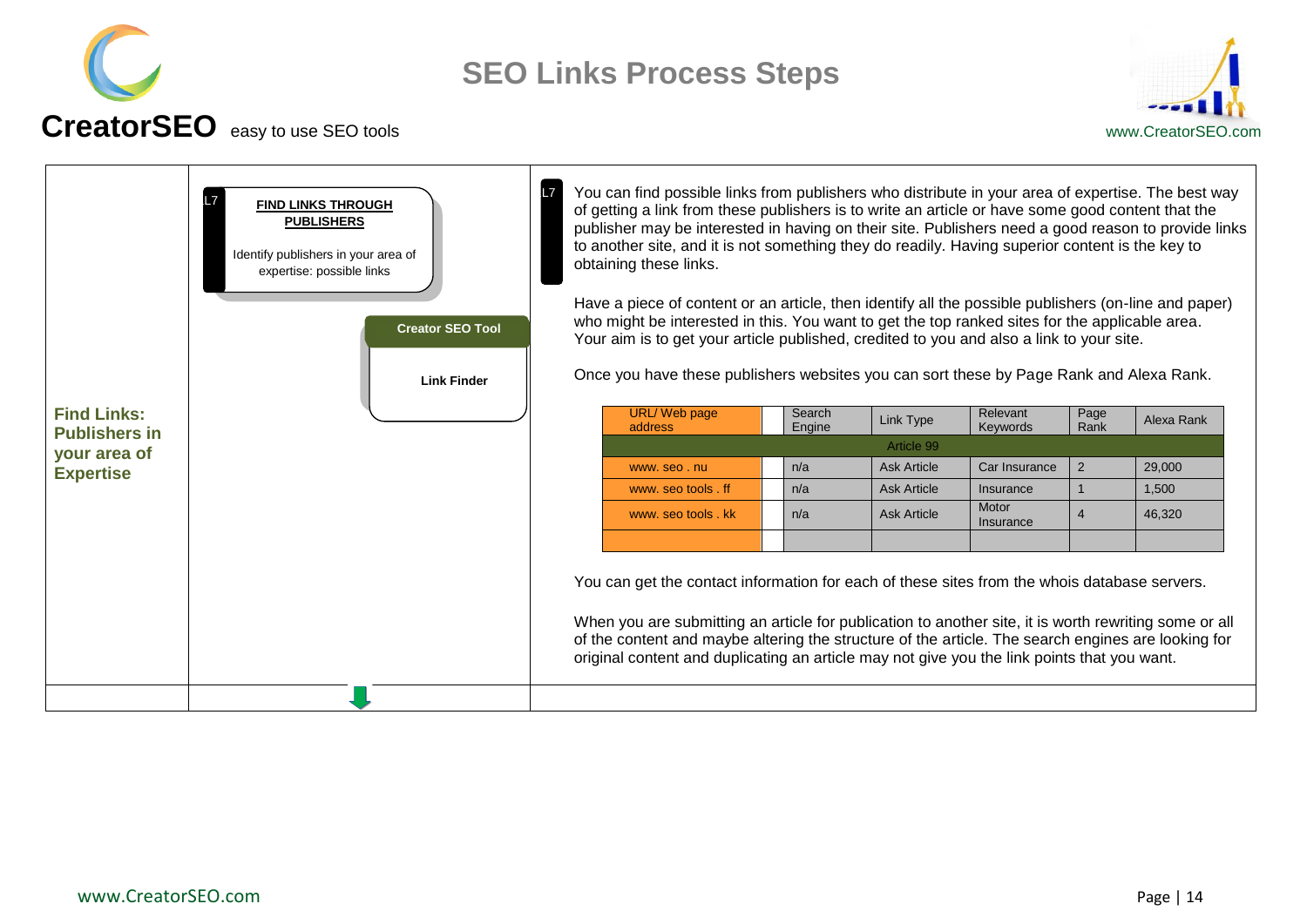# SEO Links Process Steps

**CreatorSEO** easy to use SEO tools

www.CreatorSEO.com

**Find Links: Publishers in your area of Expertise**

L7 **FIND LINKS THROUGH PUBLISHERS**

Identify publishers in your area of expertise: possible links

**Creator SEO Tool**

**Link Finder**

L7

You can find possible links from publishers who distribute in your area of expertise. The best way of getting a link from these publishers is to write an article or have some good content that the publisher may be interested in having on their site. Publishers need a good reason to provide links to another site, and it is not something they do readily. Having superior content is the key to obtaining these links.

Have a piece of content or an article, then identify all the possible publishers (on-line and paper) who might be interested in this. You want to get the top ranked sites for the applicable area. Your aim is to get your article published, credited to you and also a link to your site.

Once you have these publishers websites you can sort these by Page Rank and Alexa Rank.

| URL/ Web page address | | Search Engine | Link Type | Relevant Keywords | Page Rank | Alexa Rank |
|---|---|---|---|---|---|---|
| Article 99 | | | | | | |
| www. seo . nu | | n/a | Ask Article | Car Insurance | 2 | 29,000 |
| www. seo tools . ff | | n/a | Ask Article | Insurance | 1 | 1,500 |
| www. seo tools . kk | | n/a | Ask Article | Motor Insurance | 4 | 46,320 |
| | | | | | | |

You can get the contact information for each of these sites from the whois database servers.

When you are submitting an article for publication to another site, it is worth rewriting some or all of the content and maybe altering the structure of the article. The search engines are looking for original content and duplicating an article may not give you the link points that you want.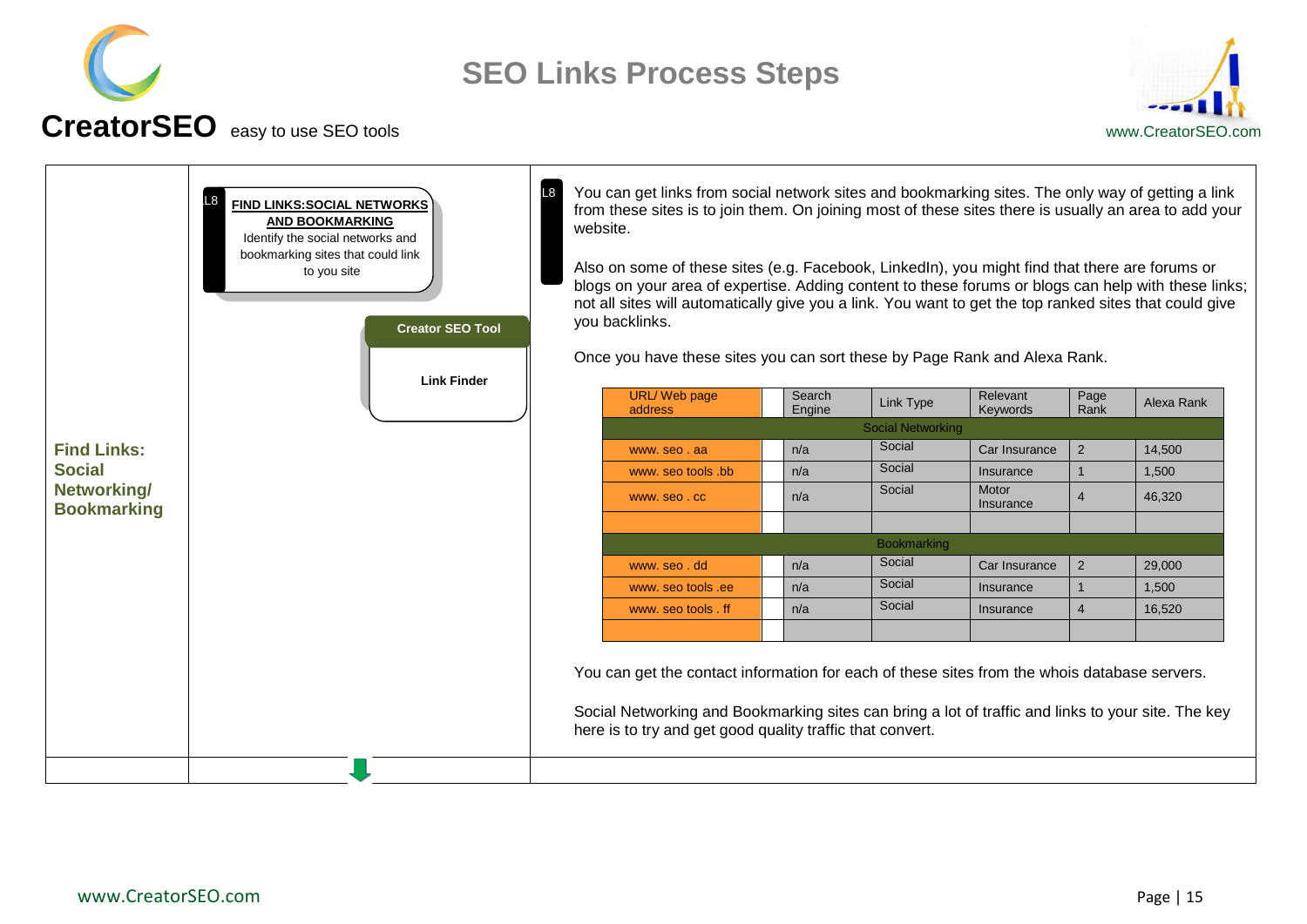# SEO Links Process Steps

**CreatorSEO** easy to use SEO tools

www.CreatorSEO.com

## Find Links: Social Networking/ Bookmarking

L8 **FIND LINKS:SOCIAL NETWORKS AND BOOKMARKING**

Identify the social networks and bookmarking sites that could link to you site

**Creator SEO Tool**

**Link Finder**

L8

You can get links from social network sites and bookmarking sites. The only way of getting a link from these sites is to join them. On joining most of these sites there is usually an area to add your website.

Also on some of these sites (e.g. Facebook, LinkedIn), you might find that there are forums or blogs on your area of expertise. Adding content to these forums or blogs can help with these links; not all sites will automatically give you a link. You want to get the top ranked sites that could give you backlinks.

Once you have these sites you can sort these by Page Rank and Alexa Rank.

| URL/ Web page address | | Search Engine | Link Type | Relevant Keywords | Page Rank | Alexa Rank |
|---|---|---|---|---|---|---|
| Social Networking | | | | | | |
| www. seo . aa | | n/a | Social | Car Insurance | 2 | 14,500 |
| www. seo tools .bb | | n/a | Social | Insurance | 1 | 1,500 |
| www. seo . cc | | n/a | Social | Motor Insurance | 4 | 46,320 |
| | | | | | | |
| Bookmarking | | | | | | |
| www. seo . dd | | n/a | Social | Car Insurance | 2 | 29,000 |
| www. seo tools .ee | | n/a | Social | Insurance | 1 | 1,500 |
| www. seo tools . ff | | n/a | Social | Insurance | 4 | 16,520 |
| | | | | | | |

You can get the contact information for each of these sites from the whois database servers.

Social Networking and Bookmarking sites can bring a lot of traffic and links to your site. The key here is to try and get good quality traffic that convert.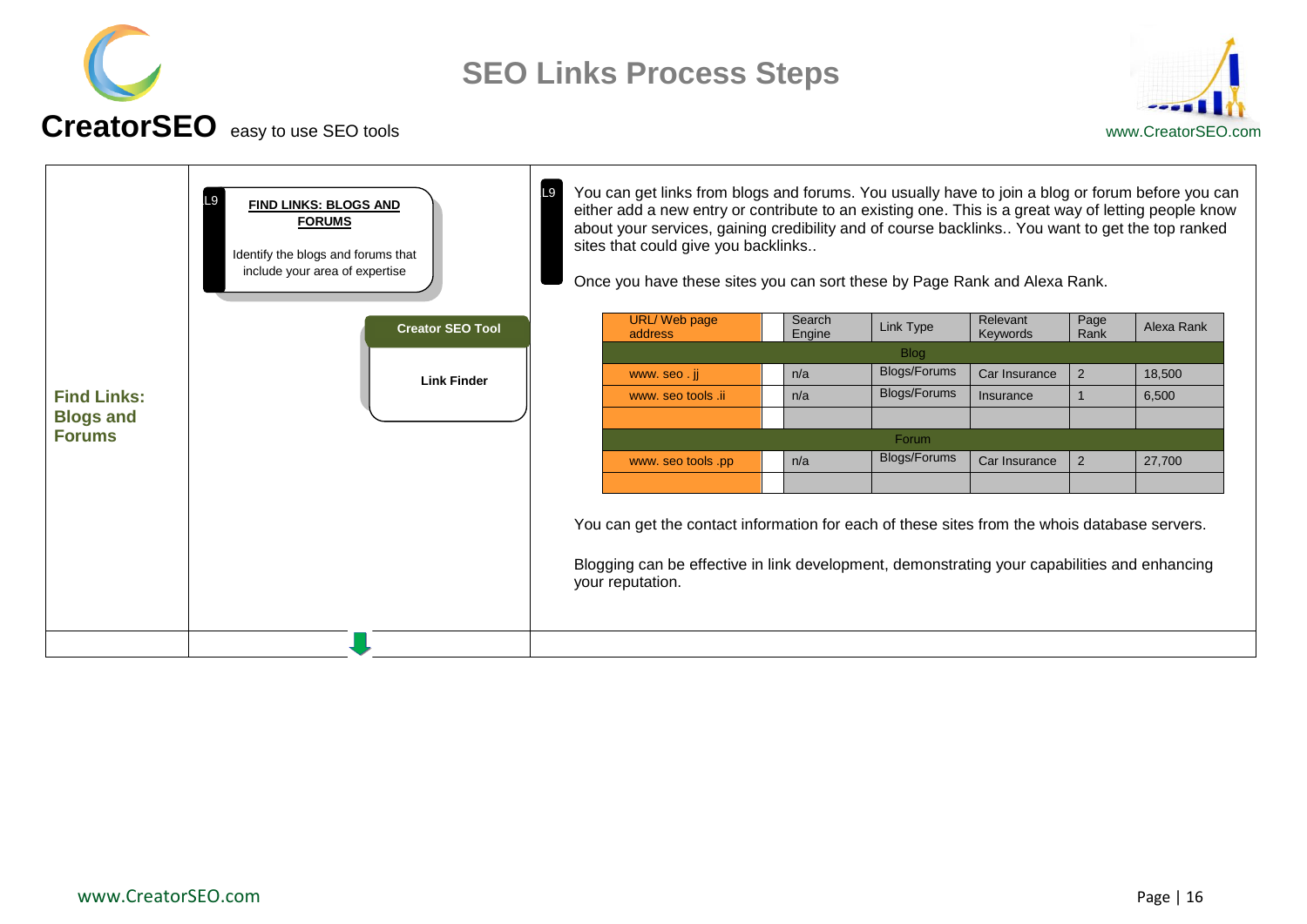# SEO Links Process Steps

**CreatorSEO** easy to use SEO tools

www.CreatorSEO.com

## Find Links: Blogs and Forums

L9

**FIND LINKS: BLOGS AND FORUMS**

Identify the blogs and forums that include your area of expertise

**Creator SEO Tool**

**Link Finder**

L9

You can get links from blogs and forums. You usually have to join a blog or forum before you can either add a new entry or contribute to an existing one. This is a great way of letting people know about your services, gaining credibility and of course backlinks.. You want to get the top ranked sites that could give you backlinks..

Once you have these sites you can sort these by Page Rank and Alexa Rank.

| URL/ Web page address | | Search Engine | Link Type | Relevant Keywords | Page Rank | Alexa Rank |
|---|---|---|---|---|---|---|
| Blog | | | | | | |
| www. seo . jj | | n/a | Blogs/Forums | Car Insurance | 2 | 18,500 |
| www. seo tools .ii | | n/a | Blogs/Forums | Insurance | 1 | 6,500 |
| | | | | | | |
| Forum | | | | | | |
| www. seo tools .pp | | n/a | Blogs/Forums | Car Insurance | 2 | 27,700 |
| | | | | | | |

You can get the contact information for each of these sites from the whois database servers.

Blogging can be effective in link development, demonstrating your capabilities and enhancing your reputation.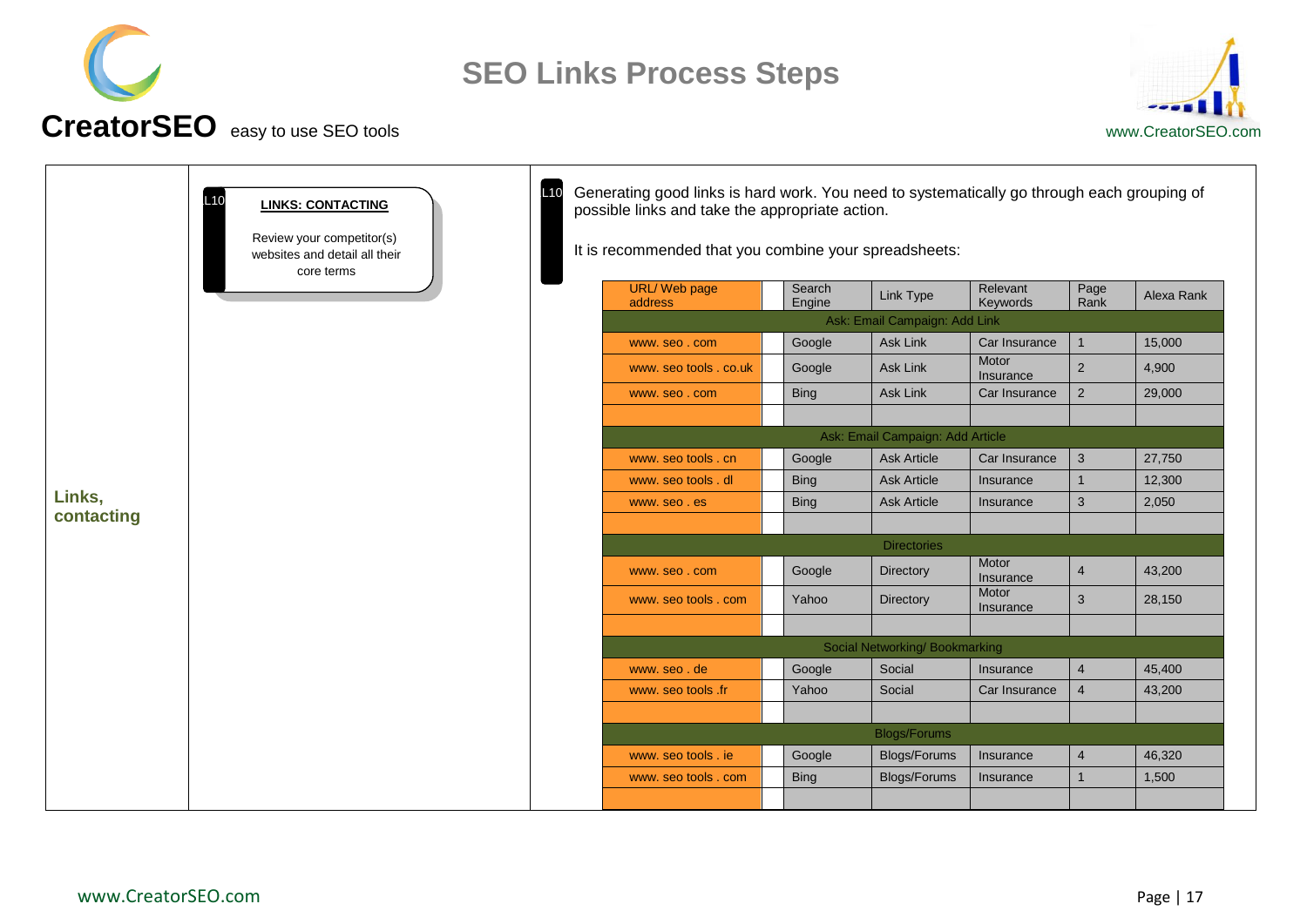# SEO Links Process Steps

**CreatorSEO** easy to use SEO tools

www.CreatorSEO.com

**Links, contacting**

L10

**LINKS: CONTACTING**

Review your competitor(s) websites and detail all their core terms

L10

Generating good links is hard work. You need to systematically go through each grouping of possible links and take the appropriate action.

It is recommended that you combine your spreadsheets:

| URL/ Web page address | | Search Engine | Link Type | Relevant Keywords | Page Rank | Alexa Rank |
|---|---|---|---|---|---|---|
| Ask: Email Campaign: Add Link | | | | | | |
| www. seo . com | | Google | Ask Link | Car Insurance | 1 | 15,000 |
| www. seo tools . co.uk | | Google | Ask Link | Motor Insurance | 2 | 4,900 |
| www. seo . com | | Bing | Ask Link | Car Insurance | 2 | 29,000 |
| | | | | | | |
| Ask: Email Campaign: Add Article | | | | | | |
| www. seo tools . cn | | Google | Ask Article | Car Insurance | 3 | 27,750 |
| www. seo tools . dl | | Bing | Ask Article | Insurance | 1 | 12,300 |
| www. seo . es | | Bing | Ask Article | Insurance | 3 | 2,050 |
| | | | | | | |
| Directories | | | | | | |
| www. seo . com | | Google | Directory | Motor Insurance | 4 | 43,200 |
| www. seo tools . com | | Yahoo | Directory | Motor Insurance | 3 | 28,150 |
| | | | | | | |
| Social Networking/ Bookmarking | | | | | | |
| www. seo . de | | Google | Social | Insurance | 4 | 45,400 |
| www. seo tools .fr | | Yahoo | Social | Car Insurance | 4 | 43,200 |
| | | | | | | |
| Blogs/Forums | | | | | | |
| www. seo tools . ie | | Google | Blogs/Forums | Insurance | 4 | 46,320 |
| www. seo tools . com | | Bing | Blogs/Forums | Insurance | 1 | 1,500 |
| | | | | | | |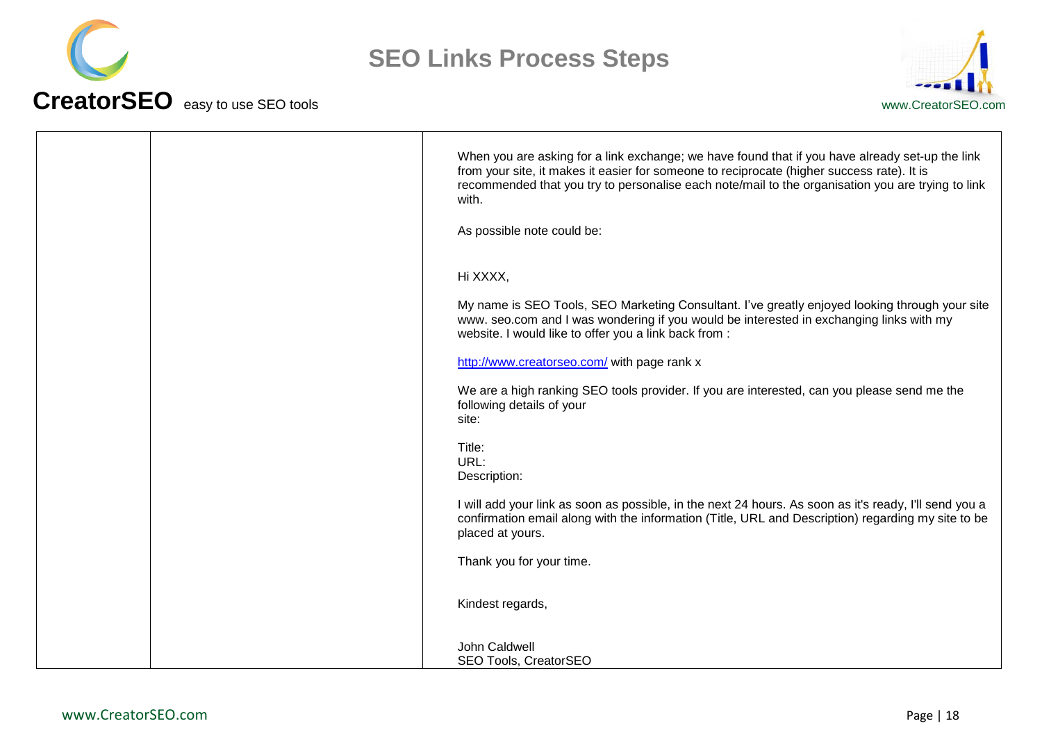| | | When you are asking for a link exchange; we have found that if you have already set-up the link from your site, it makes it easier for someone to reciprocate (higher success rate). It is recommended that you try to personalise each note/mail to the organisation you are trying to link with.<br><br>As possible note could be:<br><br>Hi XXXX,<br><br>My name is SEO Tools, SEO Marketing Consultant. I've greatly enjoyed looking through your site www. seo.com and I was wondering if you would be interested in exchanging links with my website. I would like to offer you a link back from :<br><br>[http://www.creatorseo.com/](http://www.creatorseo.com/) with page rank x<br><br>We are a high ranking SEO tools provider. If you are interested, can you please send me the following details of your site:<br><br>Title:<br>URL:<br>Description:<br><br>I will add your link as soon as possible, in the next 24 hours. As soon as it's ready, I'll send you a confirmation email along with the information (Title, URL and Description) regarding my site to be placed at yours.<br><br>Thank you for your time.<br><br>Kindest regards,<br><br>John Caldwell<br>SEO Tools, CreatorSEO |
|---|---|---|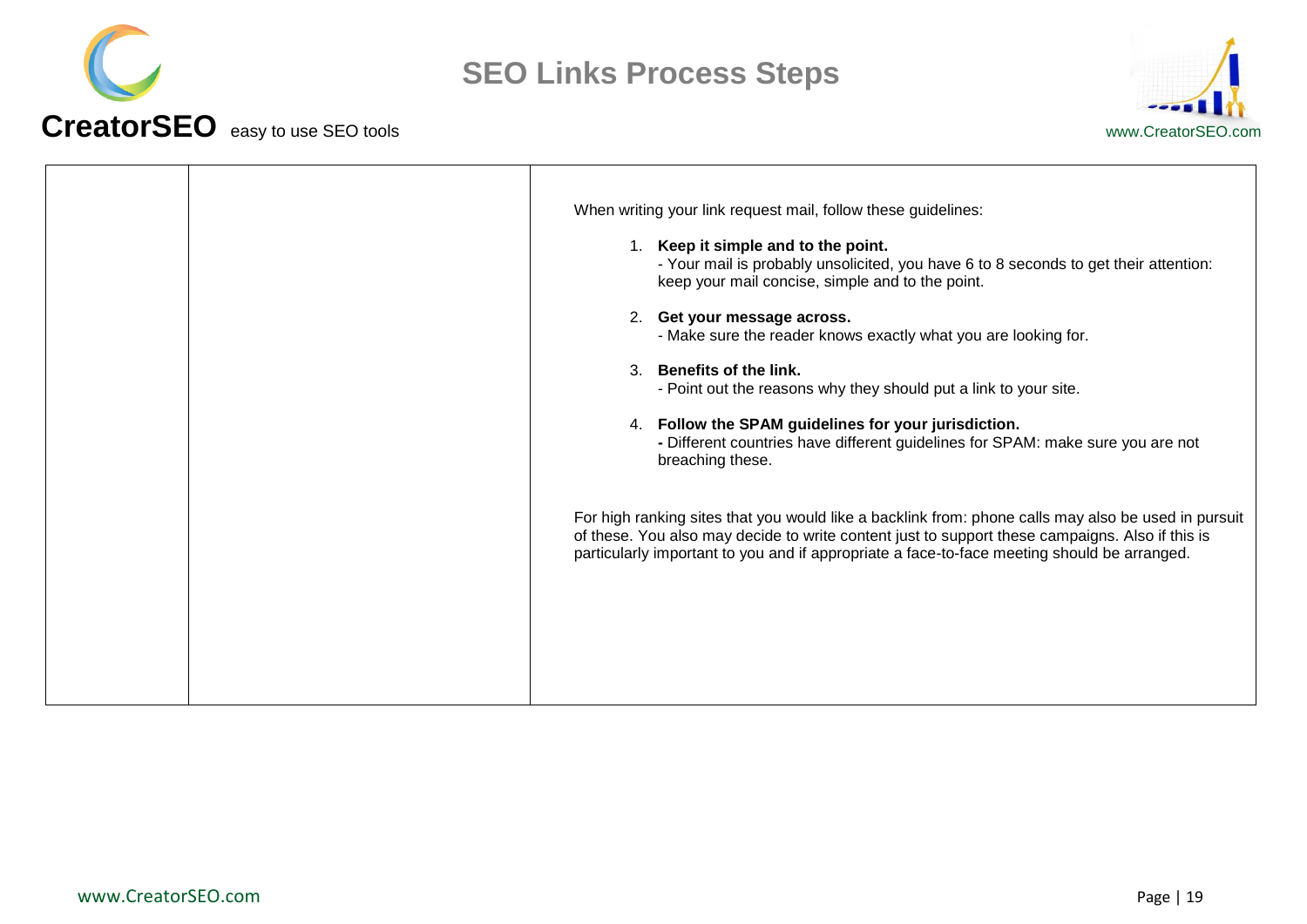| | | |
|---|---|---|
| | | When writing your link request mail, follow these guidelines:<br><br>1. **Keep it simple and to the point.**<br>- Your mail is probably unsolicited, you have 6 to 8 seconds to get their attention: keep your mail concise, simple and to the point.<br><br>2. **Get your message across.**<br>- Make sure the reader knows exactly what you are looking for.<br><br>3. **Benefits of the link.**<br>- Point out the reasons why they should put a link to your site.<br><br>4. **Follow the SPAM guidelines for your jurisdiction.**<br>**-** Different countries have different guidelines for SPAM: make sure you are not breaching these.<br><br>For high ranking sites that you would like a backlink from: phone calls may also be used in pursuit of these. You also may decide to write content just to support these campaigns. Also if this is particularly important to you and if appropriate a face-to-face meeting should be arranged. |